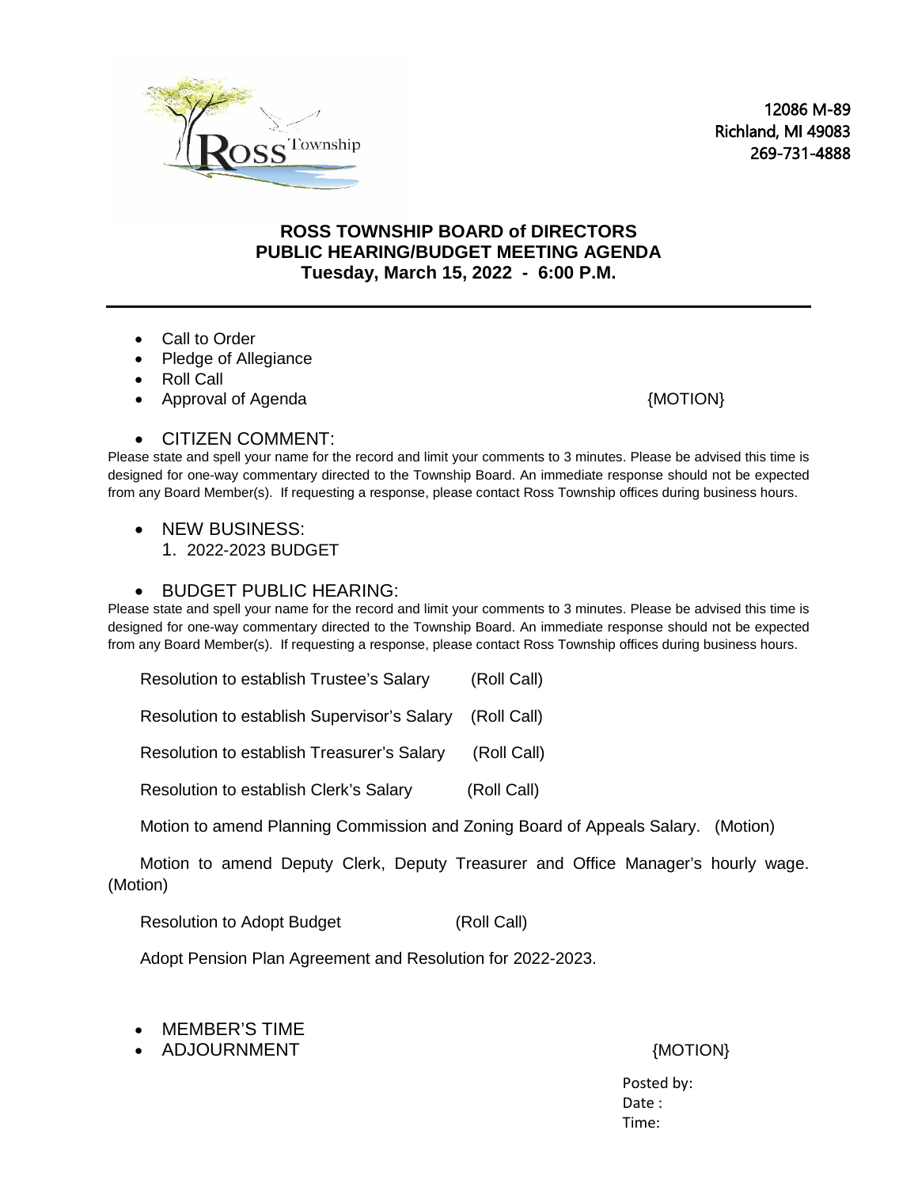Ross Township

12086 M-89
Richland, MI 49083
269-731-4888

## ROSS TOWNSHIP BOARD of DIRECTORS
## PUBLIC HEARING/BUDGET MEETING AGENDA
## Tuesday, March 15, 2022 - 6:00 P.M.

---

- Call to Order
- Pledge of Allegiance
- Roll Call
- Approval of Agenda {MOTION}

- CITIZEN COMMENT:

Please state and spell your name for the record and limit your comments to 3 minutes. Please be advised this time is designed for one-way commentary directed to the Township Board. An immediate response should not be expected from any Board Member(s). If requesting a response, please contact Ross Township offices during business hours.

- NEW BUSINESS:
  1. 2022-2023 BUDGET

- BUDGET PUBLIC HEARING:

Please state and spell your name for the record and limit your comments to 3 minutes. Please be advised this time is designed for one-way commentary directed to the Township Board. An immediate response should not be expected from any Board Member(s). If requesting a response, please contact Ross Township offices during business hours.

Resolution to establish Trustee's Salary (Roll Call)

Resolution to establish Supervisor's Salary (Roll Call)

Resolution to establish Treasurer's Salary (Roll Call)

Resolution to establish Clerk's Salary (Roll Call)

Motion to amend Planning Commission and Zoning Board of Appeals Salary. (Motion)

Motion to amend Deputy Clerk, Deputy Treasurer and Office Manager's hourly wage. (Motion)

Resolution to Adopt Budget (Roll Call)

Adopt Pension Plan Agreement and Resolution for 2022-2023.

- MEMBER'S TIME
- ADJOURNMENT {MOTION}

Posted by:
Date :
Time: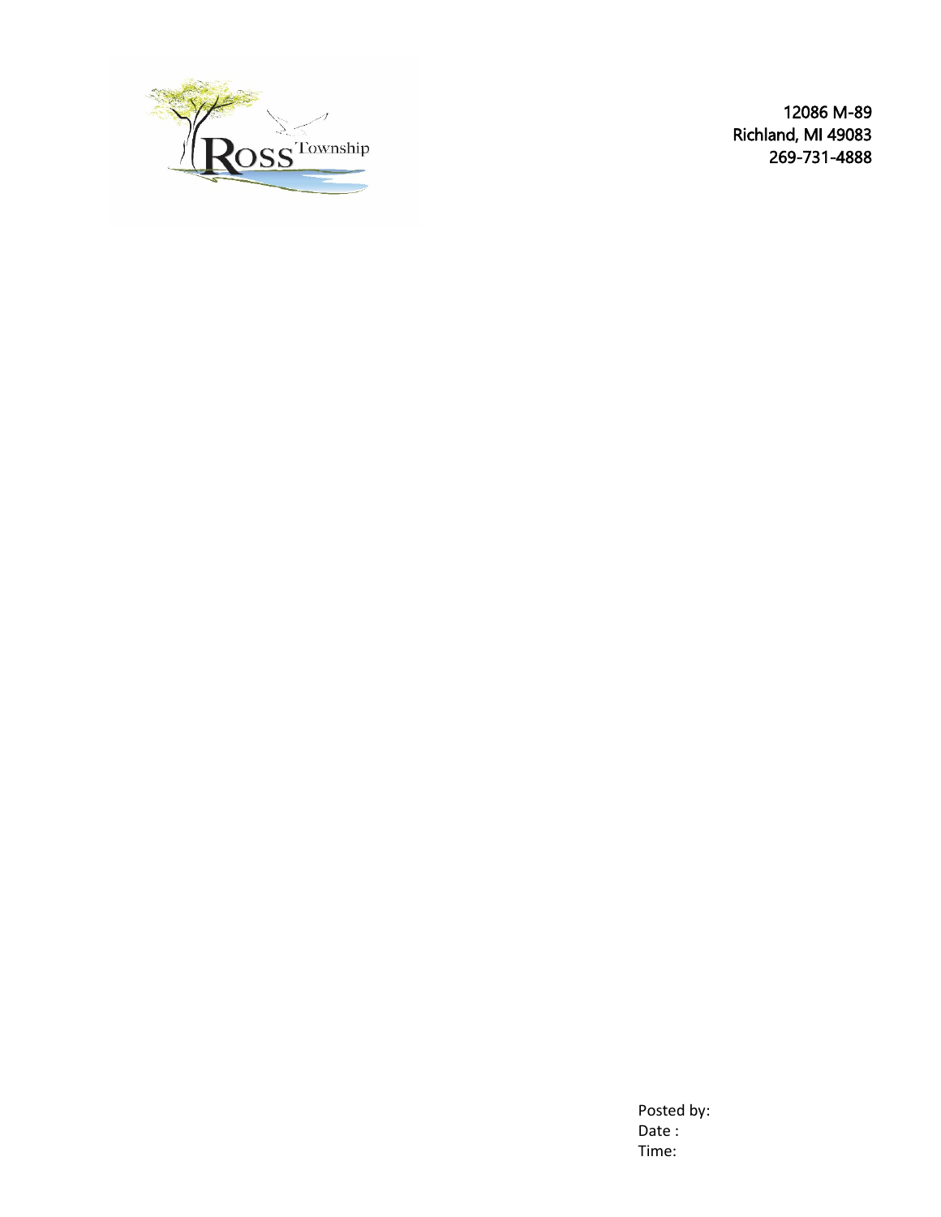12086 M-89
Richland, MI 49083
269-731-4888

Posted by:
Date :
Time: